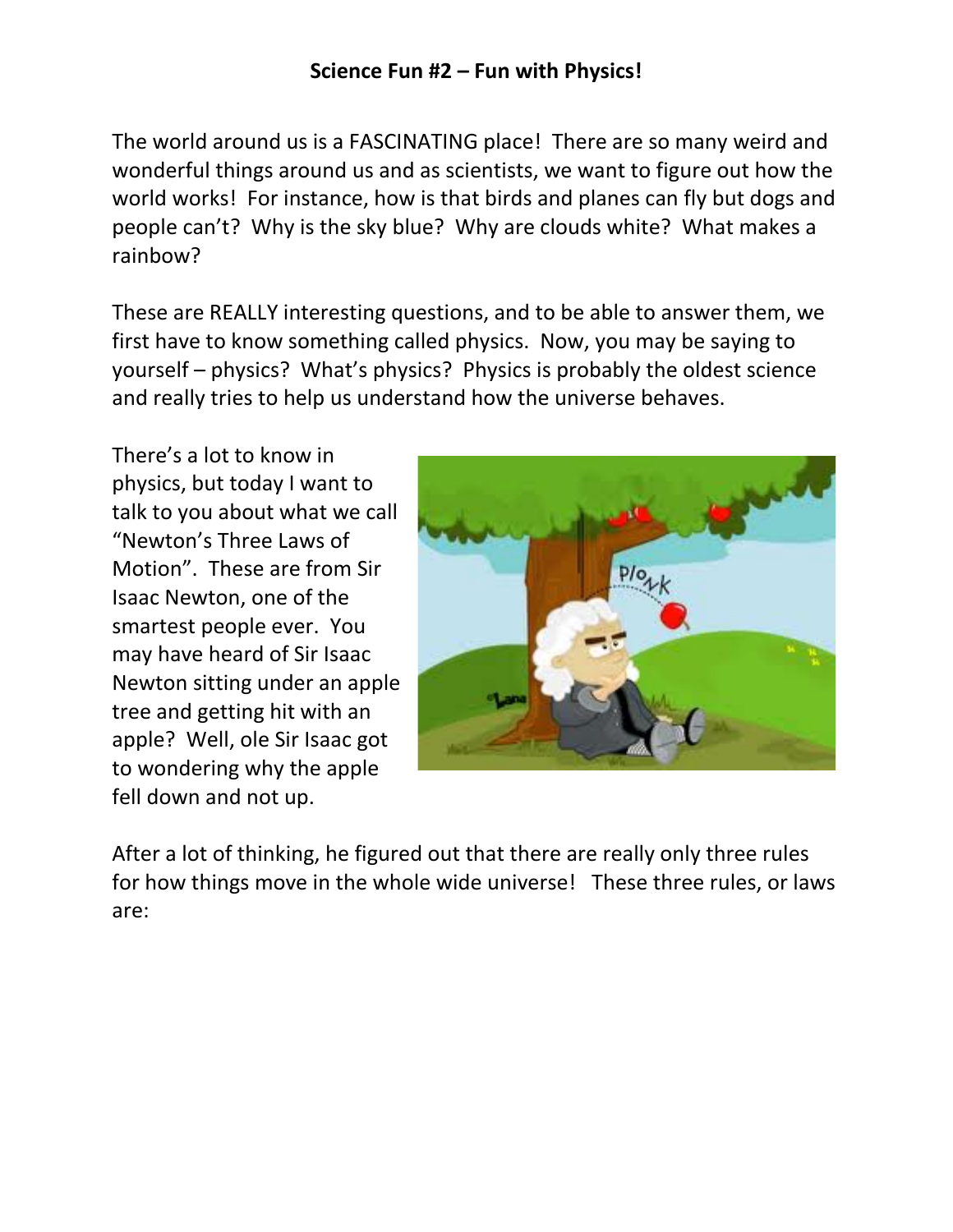**Science Fun #2 – Fun with Physics!**

The world around us is a FASCINATING place! There are so many weird and wonderful things around us and as scientists, we want to figure out how the world works! For instance, how is that birds and planes can fly but dogs and people can't? Why is the sky blue? Why are clouds white? What makes a rainbow?

These are REALLY interesting questions, and to be able to answer them, we first have to know something called physics. Now, you may be saying to yourself – physics? What's physics? Physics is probably the oldest science and really tries to help us understand how the universe behaves.

There's a lot to know in physics, but today I want to talk to you about what we call "Newton's Three Laws of Motion". These are from Sir Isaac Newton, one of the smartest people ever. You may have heard of Sir Isaac Newton sitting under an apple tree and getting hit with an apple? Well, ole Sir Isaac got to wondering why the apple fell down and not up.

After a lot of thinking, he figured out that there are really only three rules for how things move in the whole wide universe! These three rules, or laws are: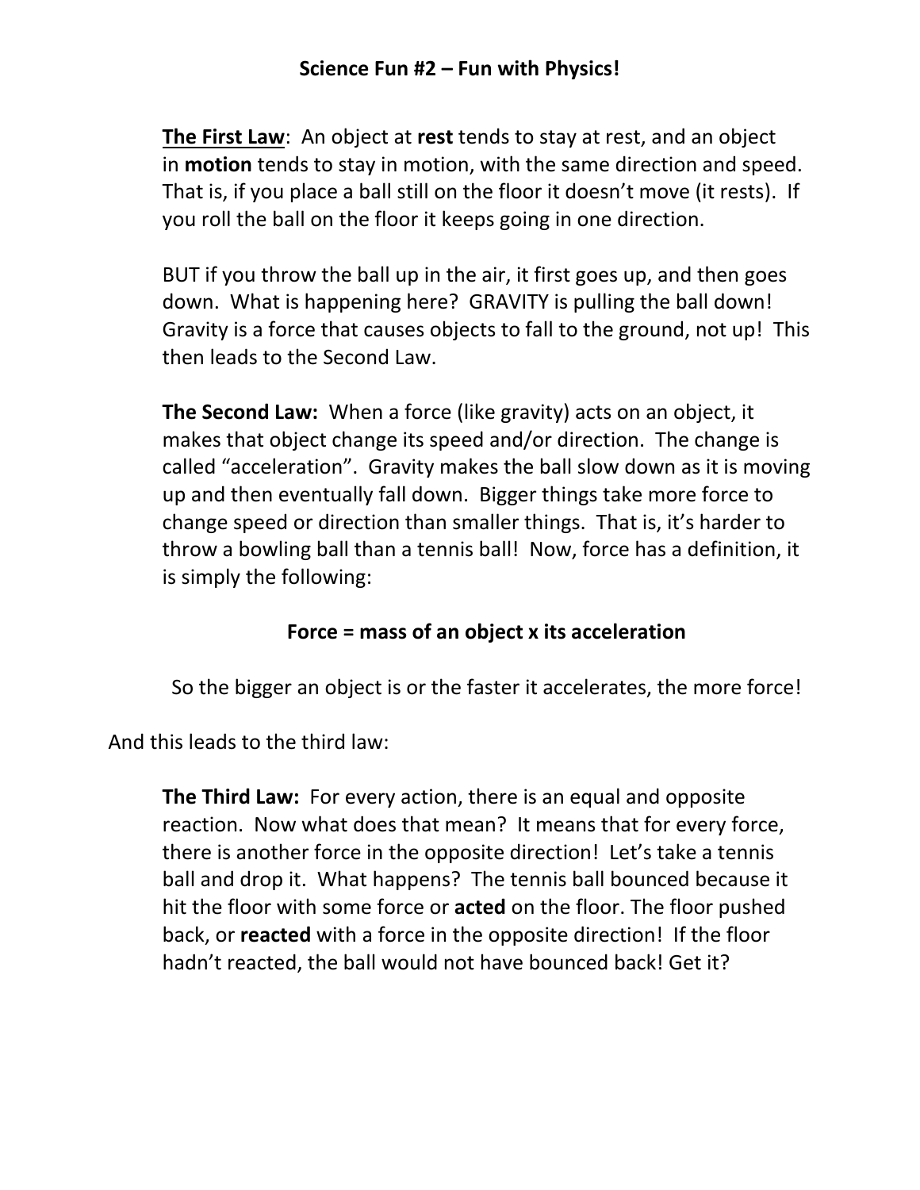# Science Fun #2 – Fun with Physics!

<u>**The First Law**</u>: An object at **rest** tends to stay at rest, and an object in **motion** tends to stay in motion, with the same direction and speed. That is, if you place a ball still on the floor it doesn't move (it rests). If you roll the ball on the floor it keeps going in one direction.

BUT if you throw the ball up in the air, it first goes up, and then goes down. What is happening here? GRAVITY is pulling the ball down! Gravity is a force that causes objects to fall to the ground, not up! This then leads to the Second Law.

**The Second Law:** When a force (like gravity) acts on an object, it makes that object change its speed and/or direction. The change is called "acceleration". Gravity makes the ball slow down as it is moving up and then eventually fall down. Bigger things take more force to change speed or direction than smaller things. That is, it's harder to throw a bowling ball than a tennis ball! Now, force has a definition, it is simply the following:

**Force = mass of an object x its acceleration**

So the bigger an object is or the faster it accelerates, the more force!

And this leads to the third law:

**The Third Law:** For every action, there is an equal and opposite reaction. Now what does that mean? It means that for every force, there is another force in the opposite direction! Let's take a tennis ball and drop it. What happens? The tennis ball bounced because it hit the floor with some force or **acted** on the floor. The floor pushed back, or **reacted** with a force in the opposite direction! If the floor hadn't reacted, the ball would not have bounced back! Get it?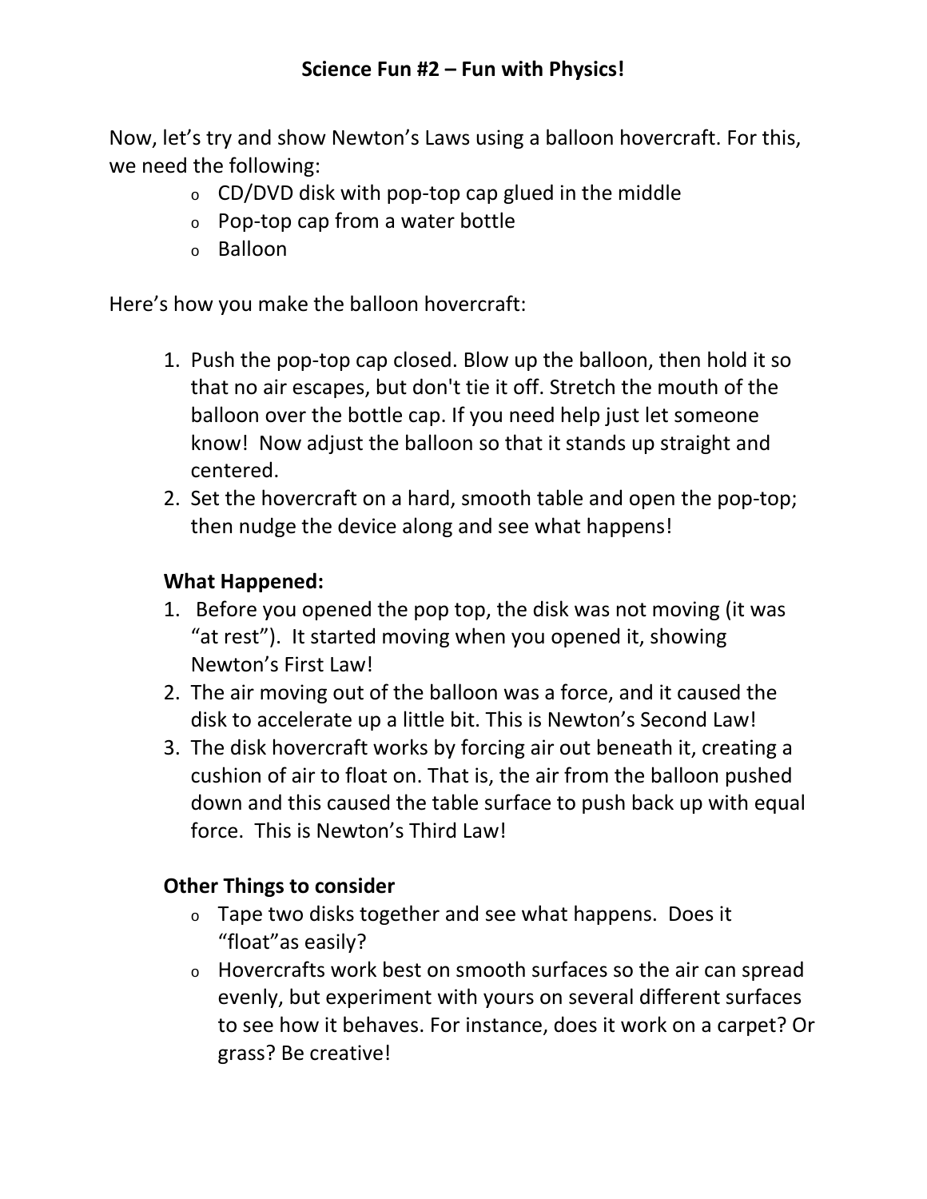## Science Fun #2 – Fun with Physics!

Now, let's try and show Newton's Laws using a balloon hovercraft. For this, we need the following:

- CD/DVD disk with pop-top cap glued in the middle
- Pop-top cap from a water bottle
- Balloon

Here's how you make the balloon hovercraft:

1. Push the pop-top cap closed. Blow up the balloon, then hold it so that no air escapes, but don't tie it off. Stretch the mouth of the balloon over the bottle cap. If you need help just let someone know! Now adjust the balloon so that it stands up straight and centered.
2. Set the hovercraft on a hard, smooth table and open the pop-top; then nudge the device along and see what happens!

### What Happened:

1. Before you opened the pop top, the disk was not moving (it was "at rest"). It started moving when you opened it, showing Newton's First Law!
2. The air moving out of the balloon was a force, and it caused the disk to accelerate up a little bit. This is Newton's Second Law!
3. The disk hovercraft works by forcing air out beneath it, creating a cushion of air to float on. That is, the air from the balloon pushed down and this caused the table surface to push back up with equal force. This is Newton's Third Law!

### Other Things to consider

- Tape two disks together and see what happens. Does it "float"as easily?
- Hovercrafts work best on smooth surfaces so the air can spread evenly, but experiment with yours on several different surfaces to see how it behaves. For instance, does it work on a carpet? Or grass? Be creative!